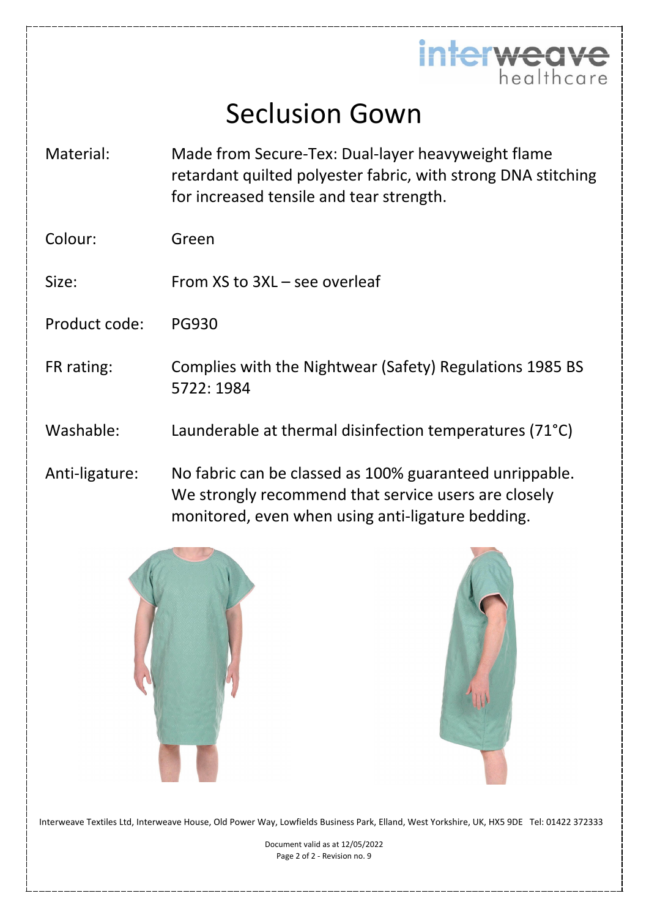# Seclusion Gown

| | |
|---|---|
| Material: | Made from Secure-Tex: Dual-layer heavyweight flame retardant quilted polyester fabric, with strong DNA stitching for increased tensile and tear strength. |
| Colour: | Green |
| Size: | From XS to 3XL – see overleaf |
| Product code: | PG930 |
| FR rating: | Complies with the Nightwear (Safety) Regulations 1985 BS 5722: 1984 |
| Washable: | Launderable at thermal disinfection temperatures (71°C) |
| Anti-ligature: | No fabric can be classed as 100% guaranteed unrippable. We strongly recommend that service users are closely monitored, even when using anti-ligature bedding. |

Interweave Textiles Ltd, Interweave House, Old Power Way, Lowfields Business Park, Elland, West Yorkshire, UK, HX5 9DE Tel: 01422 372333

Document valid as at 12/05/2022
Revision no. 9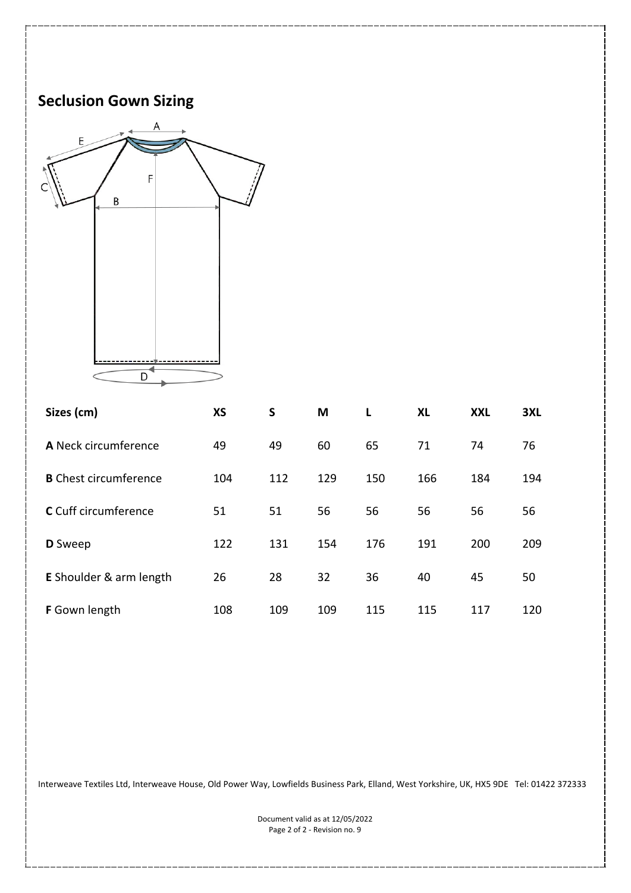## Seclusion Gown Sizing

A

E

F

C

B

D

| Sizes (cm) | XS | S | M | L | XL | XXL | 3XL |
|---|---|---|---|---|---|---|---|
| **A** Neck circumference | 49 | 49 | 60 | 65 | 71 | 74 | 76 |
| **B** Chest circumference | 104 | 112 | 129 | 150 | 166 | 184 | 194 |
| **C** Cuff circumference | 51 | 51 | 56 | 56 | 56 | 56 | 56 |
| **D** Sweep | 122 | 131 | 154 | 176 | 191 | 200 | 209 |
| **E** Shoulder & arm length | 26 | 28 | 32 | 36 | 40 | 45 | 50 |
| **F** Gown length | 108 | 109 | 109 | 115 | 115 | 117 | 120 |

Interweave Textiles Ltd, Interweave House, Old Power Way, Lowfields Business Park, Elland, West Yorkshire, UK, HX5 9DE Tel: 01422 372333

Document valid as at 12/05/2022
Revision no. 9